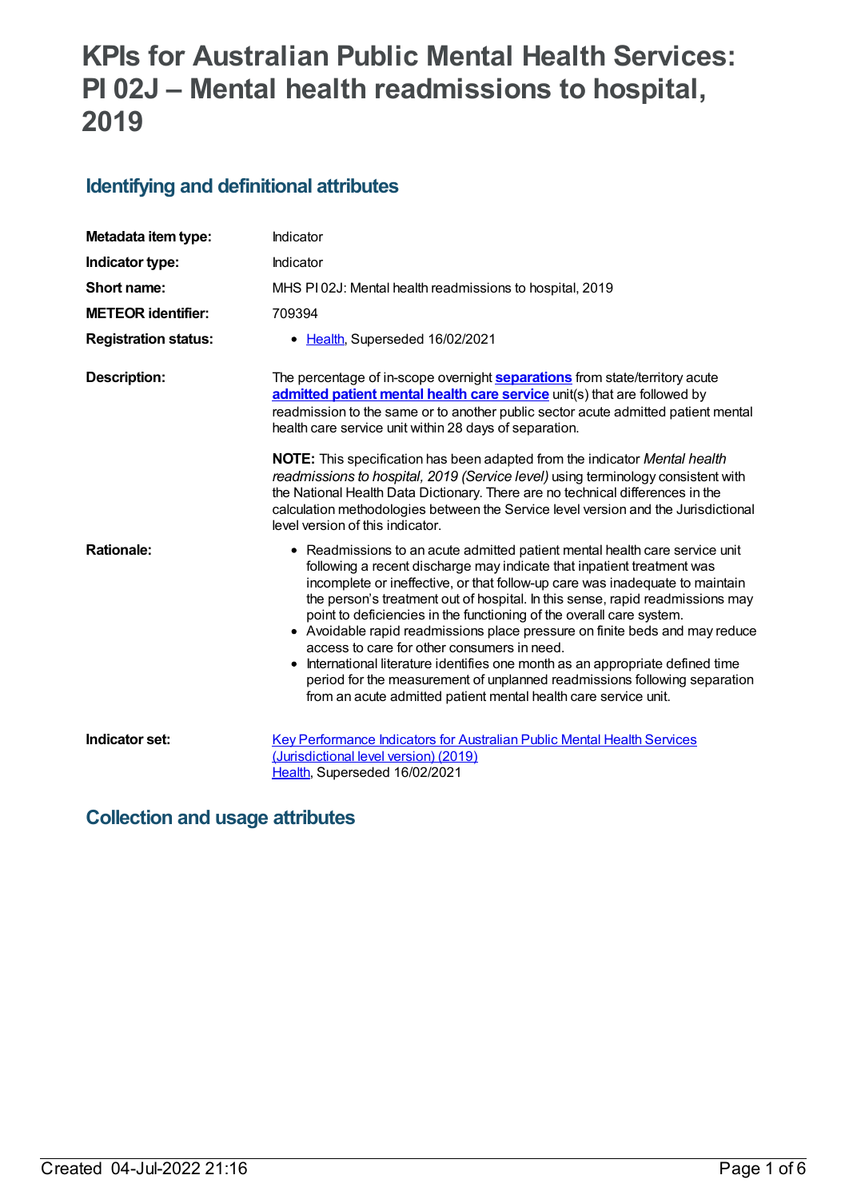# KPIs for Australian Public Mental Health Services: PI 02J – Mental health readmissions to hospital, 2019

## Identifying and definitional attributes

| | |
|---|---|
| **Metadata item type:** | Indicator |
| **Indicator type:** | Indicator |
| **Short name:** | MHS PI 02J: Mental health readmissions to hospital, 2019 |
| **METEOR identifier:** | 709394 |
| **Registration status:** | • Health, Superseded 16/02/2021 |
| **Description:** | The percentage of in-scope overnight **separations** from state/territory acute **admitted patient mental health care service** unit(s) that are followed by readmission to the same or to another public sector acute admitted patient mental health care service unit within 28 days of separation.<br><br>**NOTE:** This specification has been adapted from the indicator *Mental health readmissions to hospital, 2019 (Service level)* using terminology consistent with the National Health Data Dictionary. There are no technical differences in the calculation methodologies between the Service level version and the Jurisdictional level version of this indicator. |
| **Rationale:** | • Readmissions to an acute admitted patient mental health care service unit following a recent discharge may indicate that inpatient treatment was incomplete or ineffective, or that follow-up care was inadequate to maintain the person's treatment out of hospital. In this sense, rapid readmissions may point to deficiencies in the functioning of the overall care system.<br>• Avoidable rapid readmissions place pressure on finite beds and may reduce access to care for other consumers in need.<br>• International literature identifies one month as an appropriate defined time period for the measurement of unplanned readmissions following separation from an acute admitted patient mental health care service unit. |
| **Indicator set:** | Key Performance Indicators for Australian Public Mental Health Services (Jurisdictional level version) (2019)<br>Health, Superseded 16/02/2021 |

## Collection and usage attributes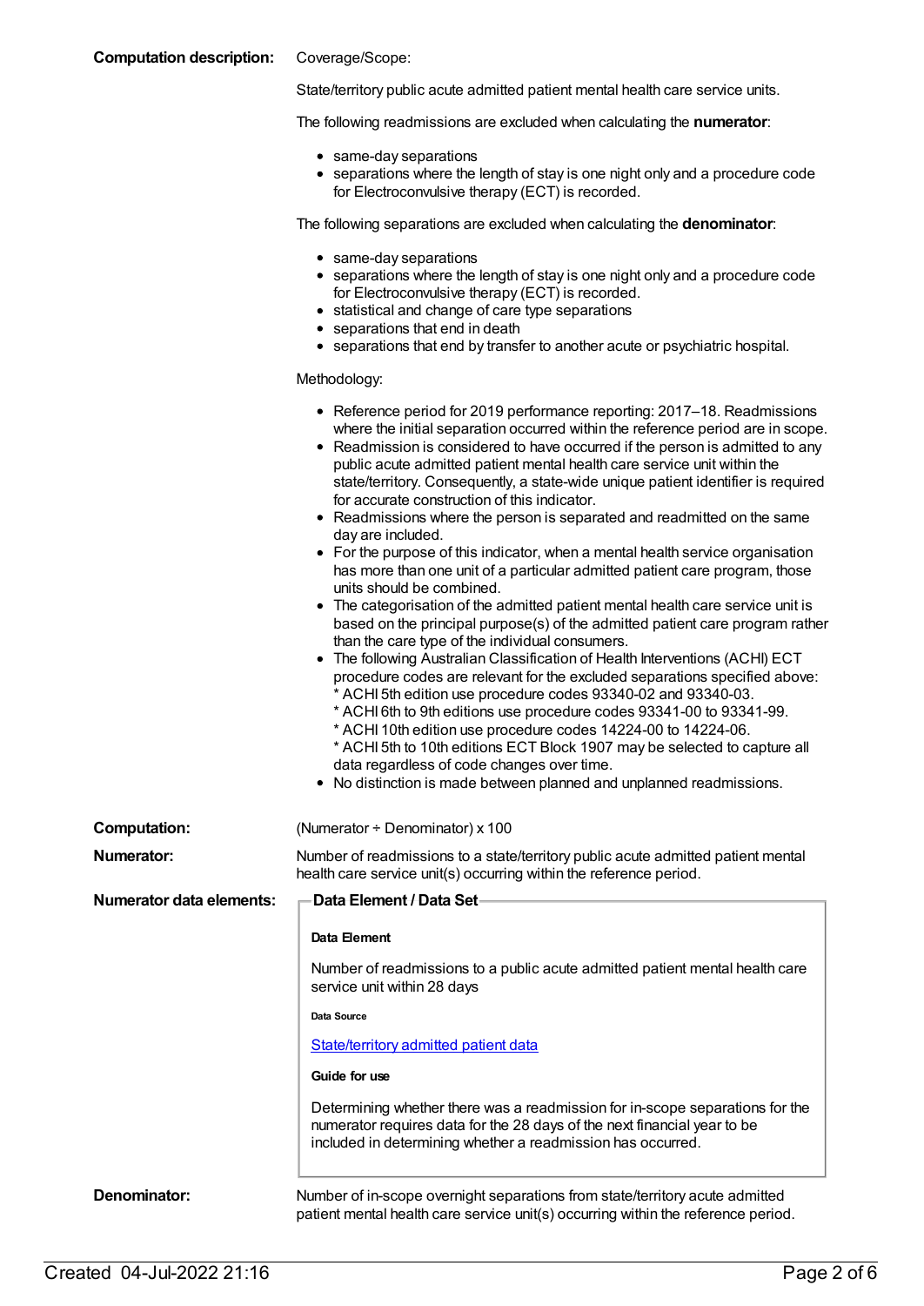**Computation description:**

Coverage/Scope:

State/territory public acute admitted patient mental health care service units.

The following readmissions are excluded when calculating the **numerator**:

- same-day separations
- separations where the length of stay is one night only and a procedure code for Electroconvulsive therapy (ECT) is recorded.

The following separations are excluded when calculating the **denominator**:

- same-day separations
- separations where the length of stay is one night only and a procedure code for Electroconvulsive therapy (ECT) is recorded.
- statistical and change of care type separations
- separations that end in death
- separations that end by transfer to another acute or psychiatric hospital.

Methodology:

- Reference period for 2019 performance reporting: 2017–18. Readmissions where the initial separation occurred within the reference period are in scope.
- Readmission is considered to have occurred if the person is admitted to any public acute admitted patient mental health care service unit within the state/territory. Consequently, a state-wide unique patient identifier is required for accurate construction of this indicator.
- Readmissions where the person is separated and readmitted on the same day are included.
- For the purpose of this indicator, when a mental health service organisation has more than one unit of a particular admitted patient care program, those units should be combined.
- The categorisation of the admitted patient mental health care service unit is based on the principal purpose(s) of the admitted patient care program rather than the care type of the individual consumers.
- The following Australian Classification of Health Interventions (ACHI) ECT procedure codes are relevant for the excluded separations specified above:
  * ACHI 5th edition use procedure codes 93340-02 and 93340-03.
  * ACHI 6th to 9th editions use procedure codes 93341-00 to 93341-99.
  * ACHI 10th edition use procedure codes 14224-00 to 14224-06.
  * ACHI 5th to 10th editions ECT Block 1907 may be selected to capture all data regardless of code changes over time.
- No distinction is made between planned and unplanned readmissions.

**Computation:** (Numerator ÷ Denominator) x 100

**Numerator:** Number of readmissions to a state/territory public acute admitted patient mental health care service unit(s) occurring within the reference period.

**Numerator data elements:**

**Data Element / Data Set**

**Data Element**

Number of readmissions to a public acute admitted patient mental health care service unit within 28 days

**Data Source**

State/territory admitted patient data

**Guide for use**

Determining whether there was a readmission for in-scope separations for the numerator requires data for the 28 days of the next financial year to be included in determining whether a readmission has occurred.

**Denominator:** Number of in-scope overnight separations from state/territory acute admitted patient mental health care service unit(s) occurring within the reference period.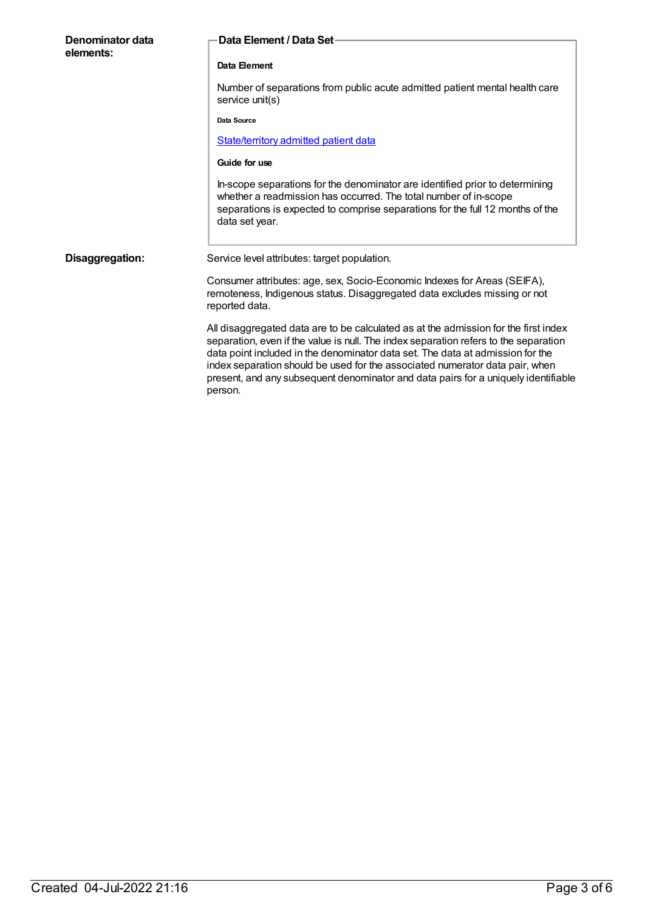**Denominator data elements:**

**Data Element / Data Set**

**Data Element**

Number of separations from public acute admitted patient mental health care service unit(s)

**Data Source**

State/territory admitted patient data

**Guide for use**

In-scope separations for the denominator are identified prior to determining whether a readmission has occurred. The total number of in-scope separations is expected to comprise separations for the full 12 months of the data set year.

**Disaggregation:**

Service level attributes: target population.

Consumer attributes: age, sex, Socio-Economic Indexes for Areas (SEIFA), remoteness, Indigenous status. Disaggregated data excludes missing or not reported data.

All disaggregated data are to be calculated as at the admission for the first index separation, even if the value is null. The index separation refers to the separation data point included in the denominator data set. The data at admission for the index separation should be used for the associated numerator data pair, when present, and any subsequent denominator and data pairs for a uniquely identifiable person.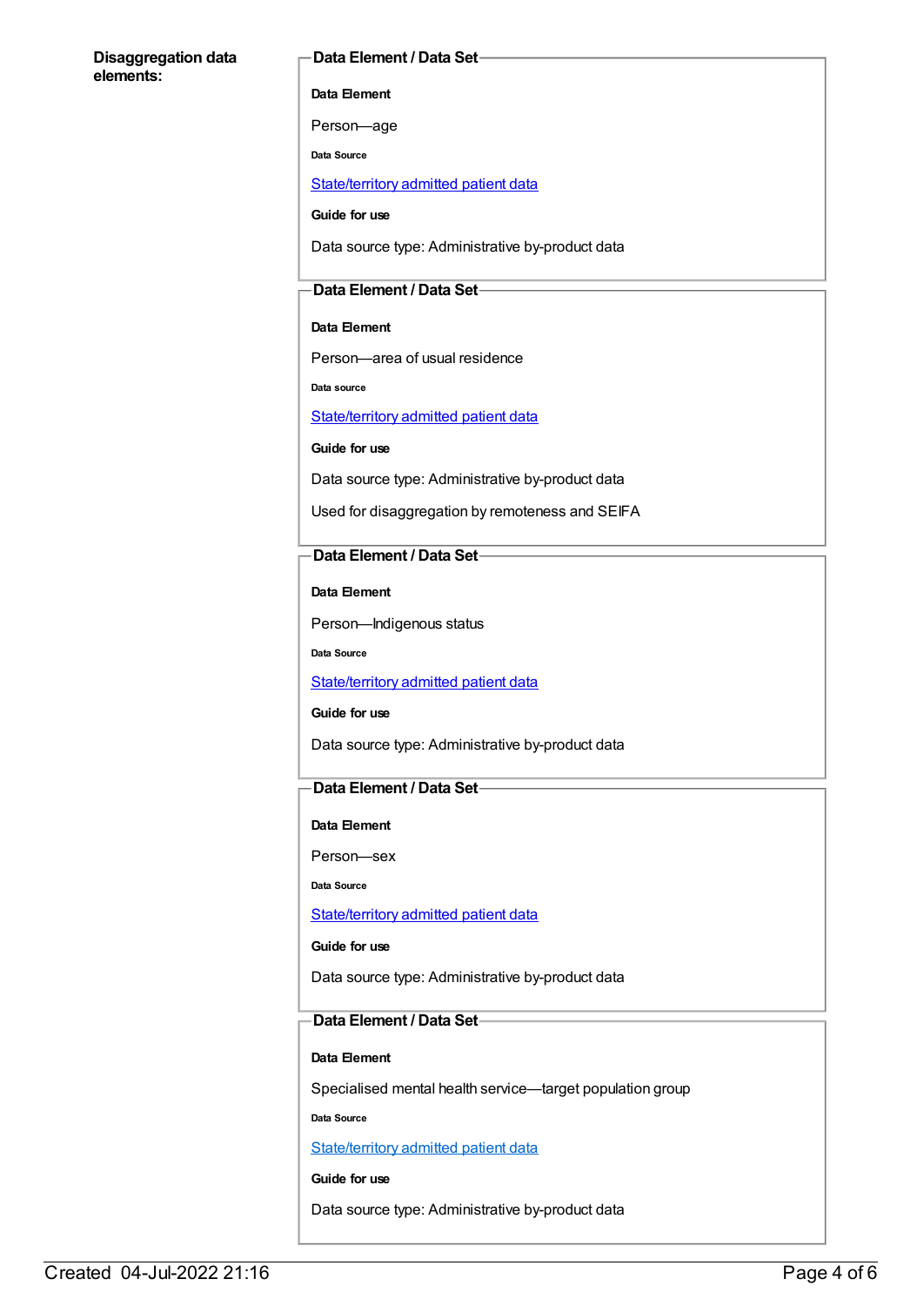**Disaggregation data elements:**

**Data Element / Data Set**

**Data Element**

Person—age

**Data Source**

State/territory admitted patient data

**Guide for use**

Data source type: Administrative by-product data

**Data Element / Data Set**

**Data Element**

Person—area of usual residence

**Data source**

State/territory admitted patient data

**Guide for use**

Data source type: Administrative by-product data

Used for disaggregation by remoteness and SEIFA

**Data Element / Data Set**

**Data Element**

Person—Indigenous status

**Data Source**

State/territory admitted patient data

**Guide for use**

Data source type: Administrative by-product data

**Data Element / Data Set**

**Data Element**

Person—sex

**Data Source**

State/territory admitted patient data

**Guide for use**

Data source type: Administrative by-product data

**Data Element / Data Set**

**Data Element**

Specialised mental health service—target population group

**Data Source**

State/territory admitted patient data

**Guide for use**

Data source type: Administrative by-product data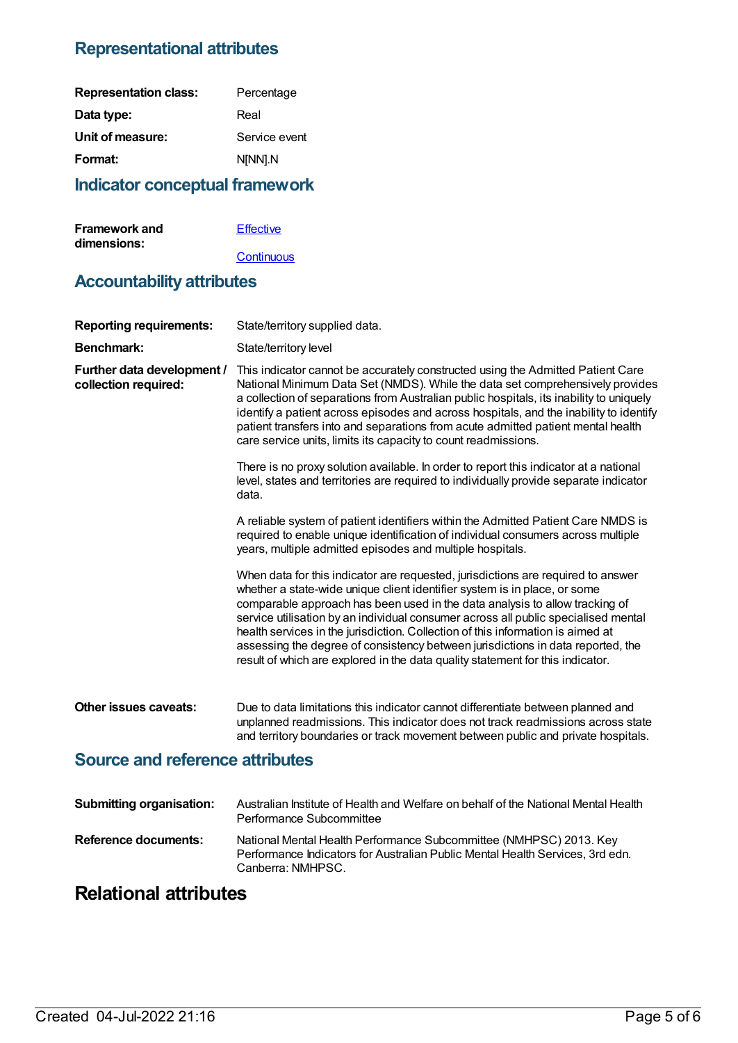## Representational attributes

| | |
|---|---|
| **Representation class:** | Percentage |
| **Data type:** | Real |
| **Unit of measure:** | Service event |
| **Format:** | N[NN].N |

## Indicator conceptual framework

**Framework and dimensions:**

[Effective](#)

[Continuous](#)

## Accountability attributes

**Reporting requirements:** State/territory supplied data.

**Benchmark:** State/territory level

**Further data development / collection required:**

This indicator cannot be accurately constructed using the Admitted Patient Care National Minimum Data Set (NMDS). While the data set comprehensively provides a collection of separations from Australian public hospitals, its inability to uniquely identify a patient across episodes and across hospitals, and the inability to identify patient transfers into and separations from acute admitted patient mental health care service units, limits its capacity to count readmissions.

There is no proxy solution available. In order to report this indicator at a national level, states and territories are required to individually provide separate indicator data.

A reliable system of patient identifiers within the Admitted Patient Care NMDS is required to enable unique identification of individual consumers across multiple years, multiple admitted episodes and multiple hospitals.

When data for this indicator are requested, jurisdictions are required to answer whether a state-wide unique client identifier system is in place, or some comparable approach has been used in the data analysis to allow tracking of service utilisation by an individual consumer across all public specialised mental health services in the jurisdiction. Collection of this information is aimed at assessing the degree of consistency between jurisdictions in data reported, the result of which are explored in the data quality statement for this indicator.

**Other issues caveats:** Due to data limitations this indicator cannot differentiate between planned and unplanned readmissions. This indicator does not track readmissions across state and territory boundaries or track movement between public and private hospitals.

## Source and reference attributes

**Submitting organisation:** Australian Institute of Health and Welfare on behalf of the National Mental Health Performance Subcommittee

**Reference documents:** National Mental Health Performance Subcommittee (NMHPSC) 2013. Key Performance Indicators for Australian Public Mental Health Services, 3rd edn. Canberra: NMHPSC.

# Relational attributes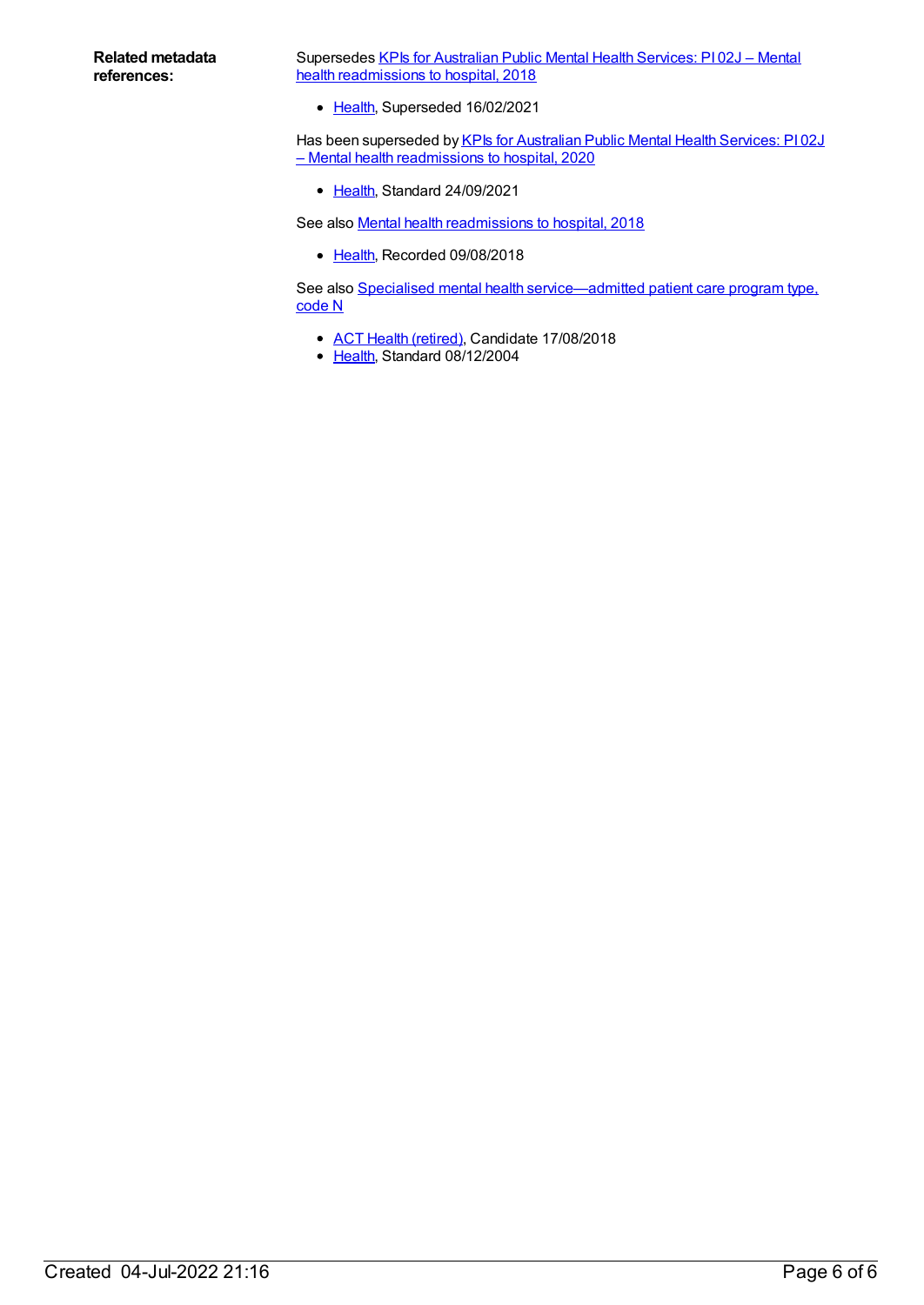**Related metadata references:**

Supersedes KPIs for Australian Public Mental Health Services: PI 02J – Mental health readmissions to hospital, 2018

- Health, Superseded 16/02/2021

Has been superseded by KPIs for Australian Public Mental Health Services: PI 02J – Mental health readmissions to hospital, 2020

- Health, Standard 24/09/2021

See also Mental health readmissions to hospital, 2018

- Health, Recorded 09/08/2018

See also Specialised mental health service—admitted patient care program type, code N

- ACT Health (retired), Candidate 17/08/2018
- Health, Standard 08/12/2004